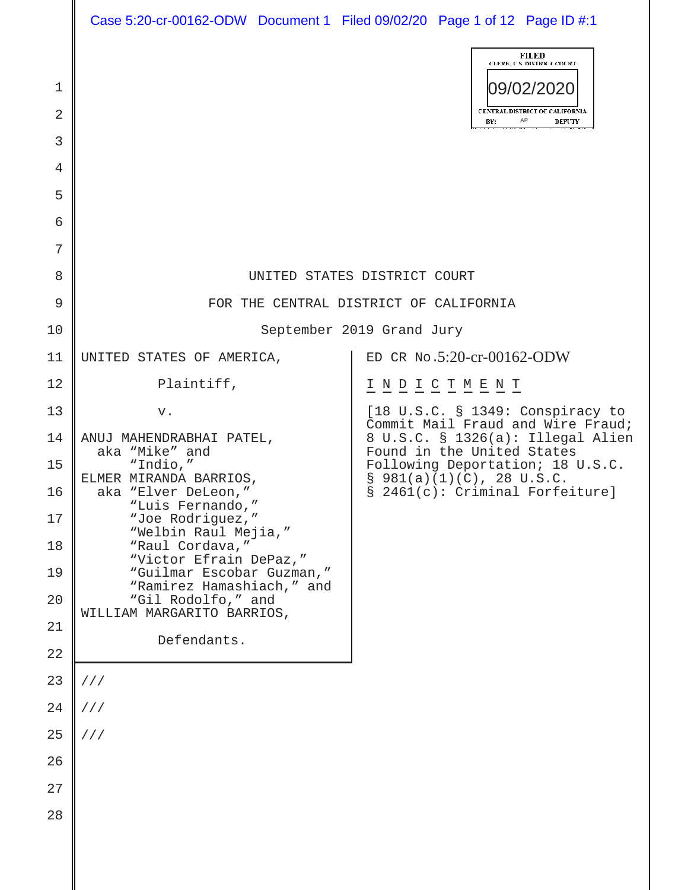FILED
CLERK, U.S. DISTRICT COURT
09/02/2020
CENTRAL DISTRICT OF CALIFORNIA
BY: AP DEPUTY

UNITED STATES DISTRICT COURT

FOR THE CENTRAL DISTRICT OF CALIFORNIA

September 2019 Grand Jury

UNITED STATES OF AMERICA,

Plaintiff,

v.

ANUJ MAHENDRABHAI PATEL,
aka "Mike" and
"Indio,"
ELMER MIRANDA BARRIOS,
aka "Elver DeLeon,"
"Luis Fernando,"
"Joe Rodriguez,"
"Welbin Raul Mejia,"
"Raul Cordava,"
"Victor Efrain DePaz,"
"Guilmar Escobar Guzman,"
"Ramirez Hamashiach," and
"Gil Rodolfo," and
WILLIAM MARGARITO BARRIOS,

Defendants.

ED CR No.5:20-cr-00162-ODW

I N D I C T M E N T

[18 U.S.C. § 1349: Conspiracy to Commit Mail Fraud and Wire Fraud; 8 U.S.C. § 1326(a): Illegal Alien Found in the United States Following Deportation; 18 U.S.C. § 981(a)(1)(C), 28 U.S.C. § 2461(c): Criminal Forfeiture]

///

///

///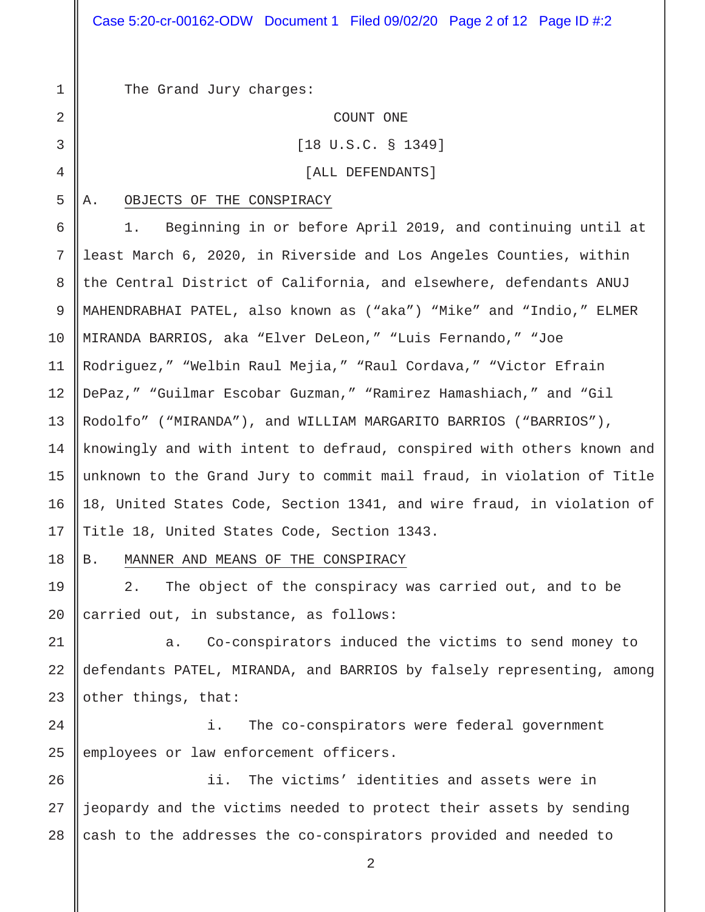The Grand Jury charges:

COUNT ONE

[18 U.S.C. § 1349]

[ALL DEFENDANTS]

A. OBJECTS OF THE CONSPIRACY

1. Beginning in or before April 2019, and continuing until at least March 6, 2020, in Riverside and Los Angeles Counties, within the Central District of California, and elsewhere, defendants ANUJ MAHENDRABHAI PATEL, also known as ("aka") "Mike" and "Indio," ELMER MIRANDA BARRIOS, aka "Elver DeLeon," "Luis Fernando," "Joe Rodriguez," "Welbin Raul Mejia," "Raul Cordava," "Victor Efrain DePaz," "Guilmar Escobar Guzman," "Ramirez Hamashiach," and "Gil Rodolfo" ("MIRANDA"), and WILLIAM MARGARITO BARRIOS ("BARRIOS"), knowingly and with intent to defraud, conspired with others known and unknown to the Grand Jury to commit mail fraud, in violation of Title 18, United States Code, Section 1341, and wire fraud, in violation of Title 18, United States Code, Section 1343.

B. MANNER AND MEANS OF THE CONSPIRACY

2. The object of the conspiracy was carried out, and to be carried out, in substance, as follows:

a. Co-conspirators induced the victims to send money to defendants PATEL, MIRANDA, and BARRIOS by falsely representing, among other things, that:

i. The co-conspirators were federal government employees or law enforcement officers.

ii. The victims' identities and assets were in jeopardy and the victims needed to protect their assets by sending cash to the addresses the co-conspirators provided and needed to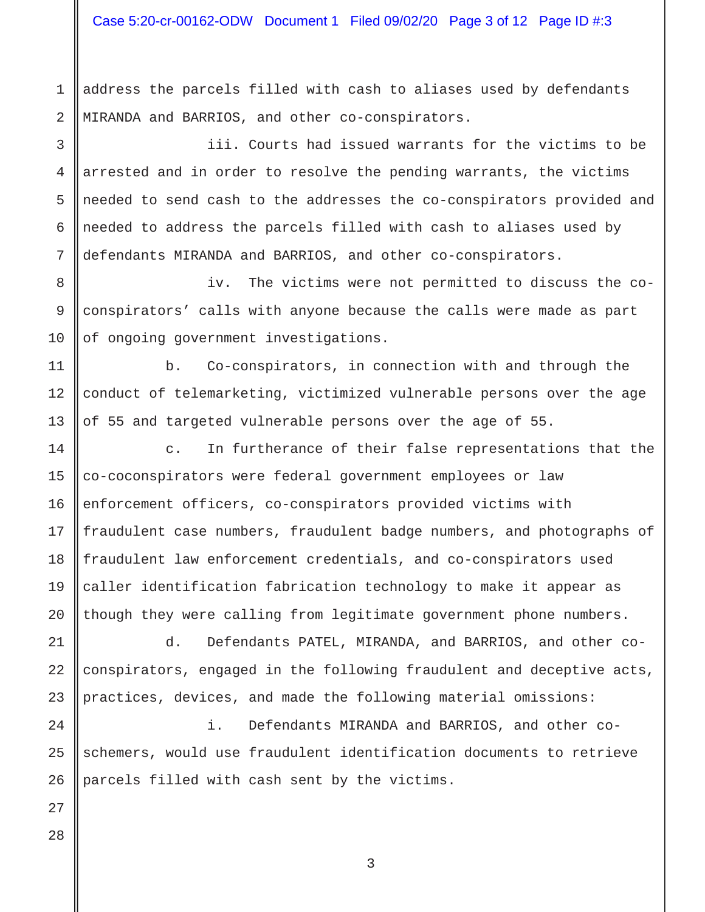address the parcels filled with cash to aliases used by defendants MIRANDA and BARRIOS, and other co-conspirators.

iii. Courts had issued warrants for the victims to be arrested and in order to resolve the pending warrants, the victims needed to send cash to the addresses the co-conspirators provided and needed to address the parcels filled with cash to aliases used by defendants MIRANDA and BARRIOS, and other co-conspirators.

iv. The victims were not permitted to discuss the co-conspirators' calls with anyone because the calls were made as part of ongoing government investigations.

b. Co-conspirators, in connection with and through the conduct of telemarketing, victimized vulnerable persons over the age of 55 and targeted vulnerable persons over the age of 55.

c. In furtherance of their false representations that the co-coconspirators were federal government employees or law enforcement officers, co-conspirators provided victims with fraudulent case numbers, fraudulent badge numbers, and photographs of fraudulent law enforcement credentials, and co-conspirators used caller identification fabrication technology to make it appear as though they were calling from legitimate government phone numbers.

d. Defendants PATEL, MIRANDA, and BARRIOS, and other co-conspirators, engaged in the following fraudulent and deceptive acts, practices, devices, and made the following material omissions:

i. Defendants MIRANDA and BARRIOS, and other co-schemers, would use fraudulent identification documents to retrieve parcels filled with cash sent by the victims.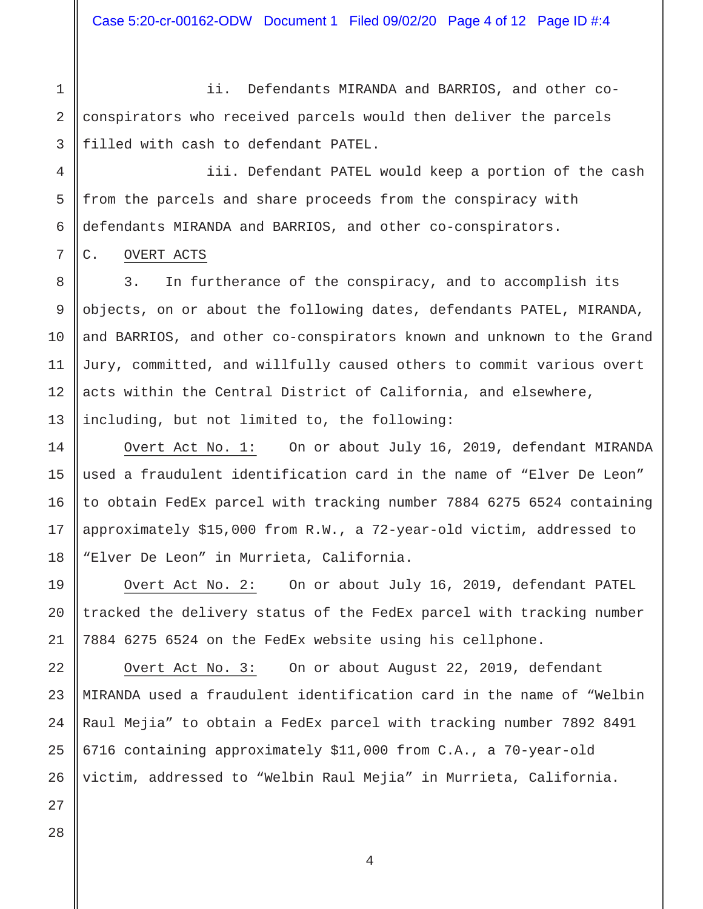ii. Defendants MIRANDA and BARRIOS, and other co-conspirators who received parcels would then deliver the parcels filled with cash to defendant PATEL.

iii. Defendant PATEL would keep a portion of the cash from the parcels and share proceeds from the conspiracy with defendants MIRANDA and BARRIOS, and other co-conspirators.

C. <u>OVERT ACTS</u>

3. In furtherance of the conspiracy, and to accomplish its objects, on or about the following dates, defendants PATEL, MIRANDA, and BARRIOS, and other co-conspirators known and unknown to the Grand Jury, committed, and willfully caused others to commit various overt acts within the Central District of California, and elsewhere, including, but not limited to, the following:

<u>Overt Act No. 1:</u> On or about July 16, 2019, defendant MIRANDA used a fraudulent identification card in the name of “Elver De Leon” to obtain FedEx parcel with tracking number 7884 6275 6524 containing approximately $15,000 from R.W., a 72-year-old victim, addressed to “Elver De Leon” in Murrieta, California.

<u>Overt Act No. 2:</u> On or about July 16, 2019, defendant PATEL tracked the delivery status of the FedEx parcel with tracking number 7884 6275 6524 on the FedEx website using his cellphone.

<u>Overt Act No. 3:</u> On or about August 22, 2019, defendant MIRANDA used a fraudulent identification card in the name of “Welbin Raul Mejia” to obtain a FedEx parcel with tracking number 7892 8491 6716 containing approximately $11,000 from C.A., a 70-year-old victim, addressed to “Welbin Raul Mejia” in Murrieta, California.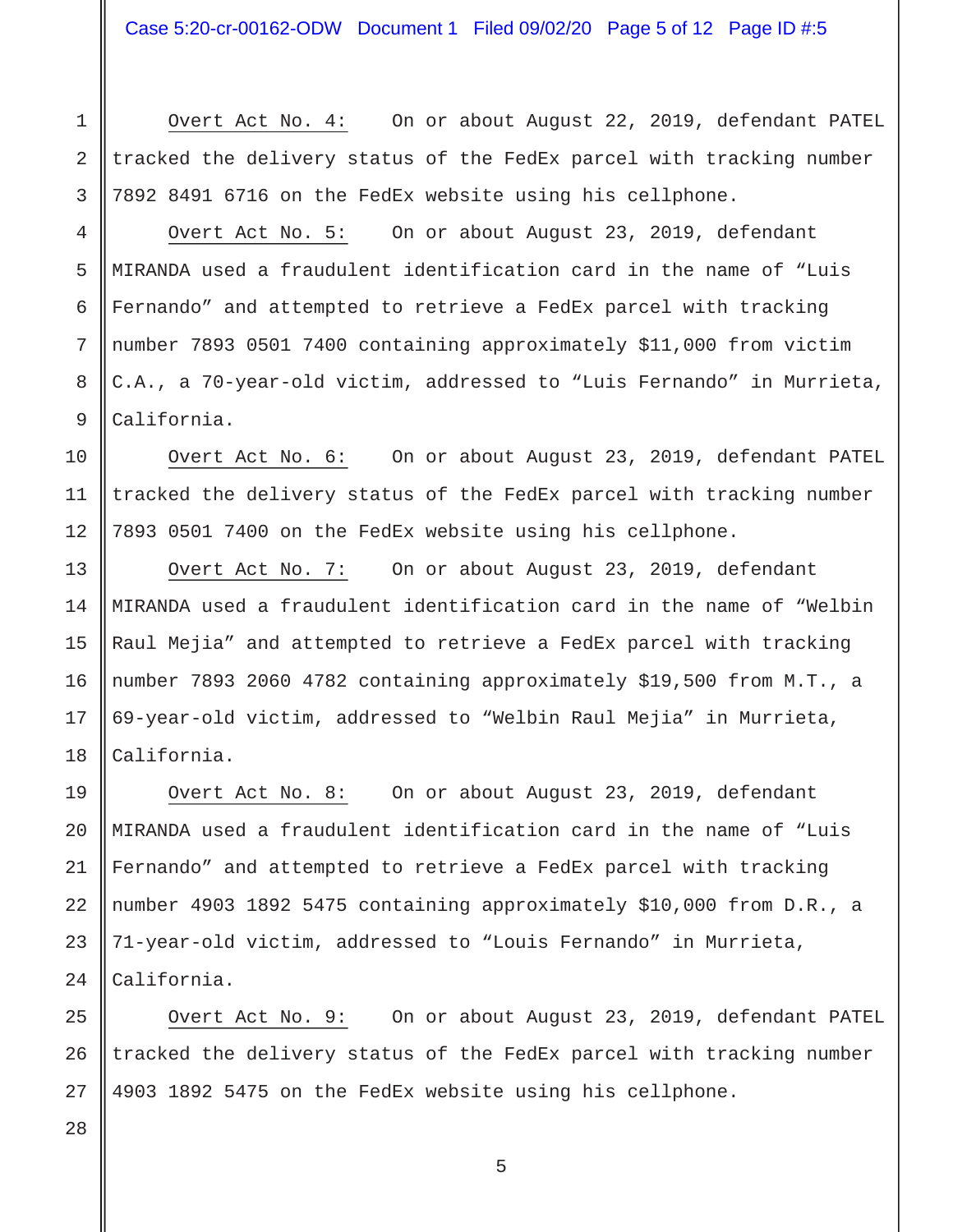<u>Overt Act No. 4:</u> On or about August 22, 2019, defendant PATEL tracked the delivery status of the FedEx parcel with tracking number 7892 8491 6716 on the FedEx website using his cellphone.

<u>Overt Act No. 5:</u> On or about August 23, 2019, defendant MIRANDA used a fraudulent identification card in the name of "Luis Fernando" and attempted to retrieve a FedEx parcel with tracking number 7893 0501 7400 containing approximately $11,000 from victim C.A., a 70-year-old victim, addressed to "Luis Fernando" in Murrieta, California.

<u>Overt Act No. 6:</u> On or about August 23, 2019, defendant PATEL tracked the delivery status of the FedEx parcel with tracking number 7893 0501 7400 on the FedEx website using his cellphone.

<u>Overt Act No. 7:</u> On or about August 23, 2019, defendant MIRANDA used a fraudulent identification card in the name of "Welbin Raul Mejia" and attempted to retrieve a FedEx parcel with tracking number 7893 2060 4782 containing approximately $19,500 from M.T., a 69-year-old victim, addressed to "Welbin Raul Mejia" in Murrieta, California.

<u>Overt Act No. 8:</u> On or about August 23, 2019, defendant MIRANDA used a fraudulent identification card in the name of "Luis Fernando" and attempted to retrieve a FedEx parcel with tracking number 4903 1892 5475 containing approximately $10,000 from D.R., a 71-year-old victim, addressed to "Louis Fernando" in Murrieta, California.

<u>Overt Act No. 9:</u> On or about August 23, 2019, defendant PATEL tracked the delivery status of the FedEx parcel with tracking number 4903 1892 5475 on the FedEx website using his cellphone.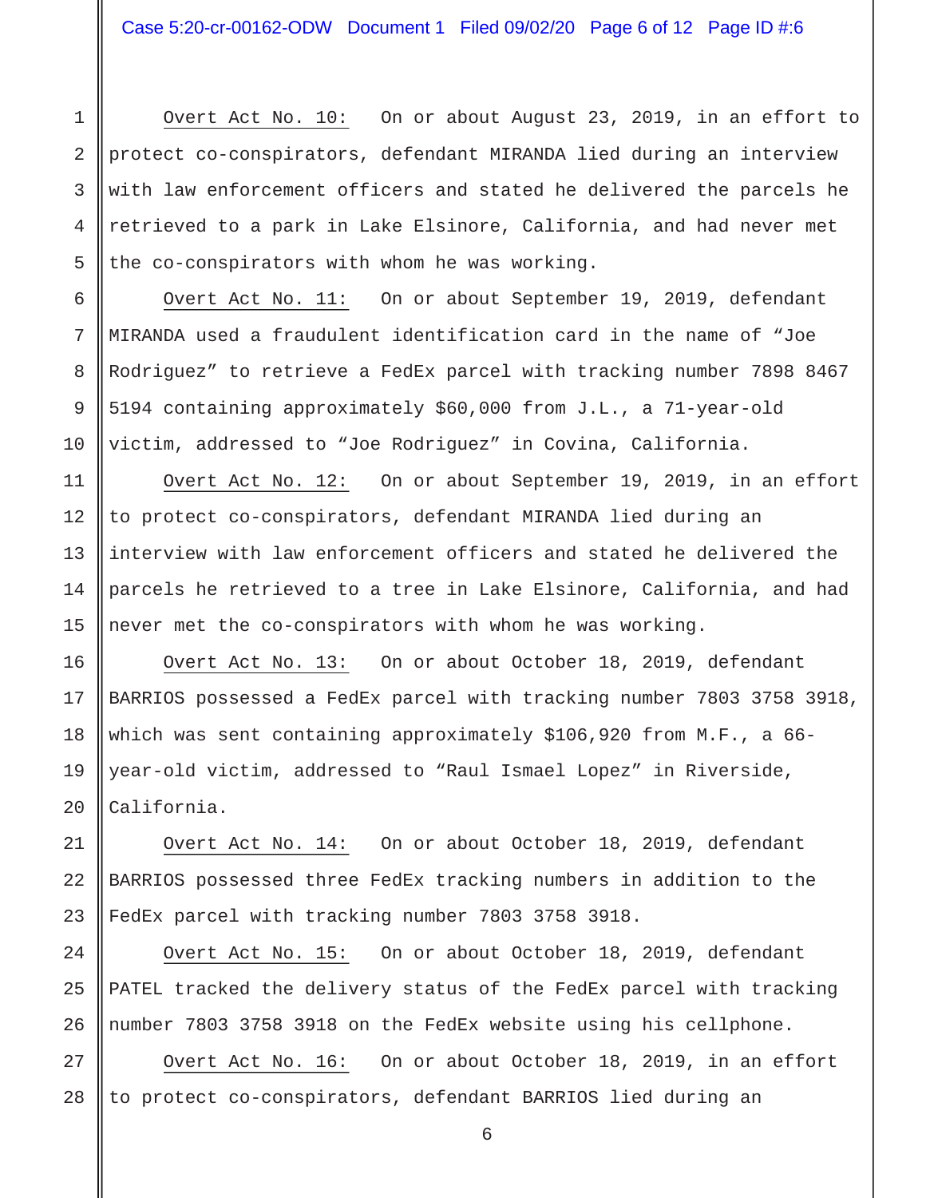<u>Overt Act No. 10:</u> On or about August 23, 2019, in an effort to protect co-conspirators, defendant MIRANDA lied during an interview with law enforcement officers and stated he delivered the parcels he retrieved to a park in Lake Elsinore, California, and had never met the co-conspirators with whom he was working.

<u>Overt Act No. 11:</u> On or about September 19, 2019, defendant MIRANDA used a fraudulent identification card in the name of "Joe Rodriguez" to retrieve a FedEx parcel with tracking number 7898 8467 5194 containing approximately $60,000 from J.L., a 71-year-old victim, addressed to "Joe Rodriguez" in Covina, California.

<u>Overt Act No. 12:</u> On or about September 19, 2019, in an effort to protect co-conspirators, defendant MIRANDA lied during an interview with law enforcement officers and stated he delivered the parcels he retrieved to a tree in Lake Elsinore, California, and had never met the co-conspirators with whom he was working.

<u>Overt Act No. 13:</u> On or about October 18, 2019, defendant BARRIOS possessed a FedEx parcel with tracking number 7803 3758 3918, which was sent containing approximately $106,920 from M.F., a 66-year-old victim, addressed to "Raul Ismael Lopez" in Riverside, California.

<u>Overt Act No. 14:</u> On or about October 18, 2019, defendant BARRIOS possessed three FedEx tracking numbers in addition to the FedEx parcel with tracking number 7803 3758 3918.

<u>Overt Act No. 15:</u> On or about October 18, 2019, defendant PATEL tracked the delivery status of the FedEx parcel with tracking number 7803 3758 3918 on the FedEx website using his cellphone.

<u>Overt Act No. 16:</u> On or about October 18, 2019, in an effort to protect co-conspirators, defendant BARRIOS lied during an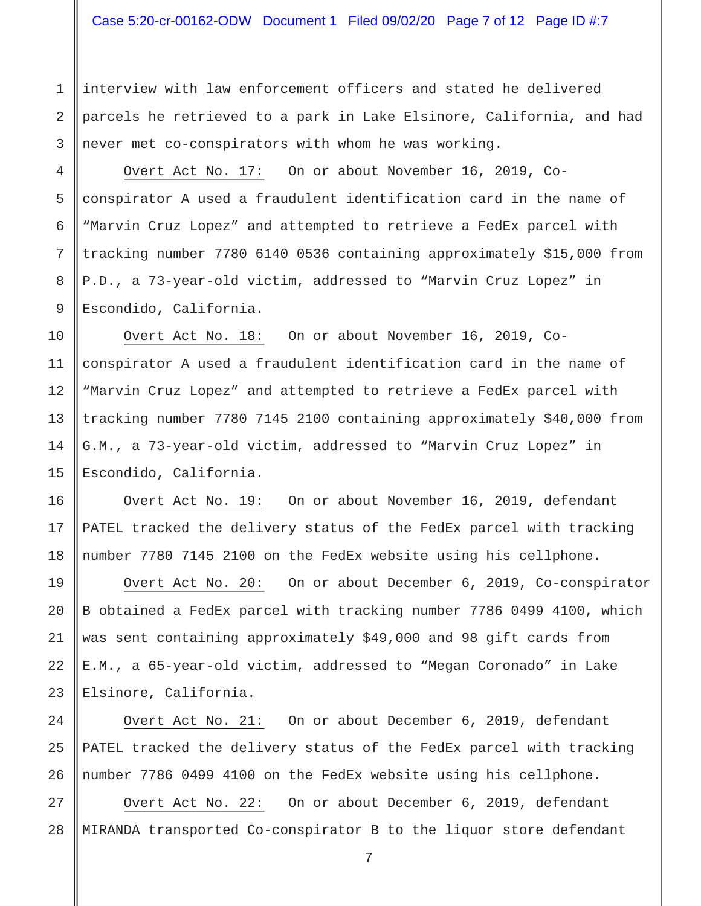interview with law enforcement officers and stated he delivered parcels he retrieved to a park in Lake Elsinore, California, and had never met co-conspirators with whom he was working.

Overt Act No. 17: On or about November 16, 2019, Co-conspirator A used a fraudulent identification card in the name of "Marvin Cruz Lopez" and attempted to retrieve a FedEx parcel with tracking number 7780 6140 0536 containing approximately $15,000 from P.D., a 73-year-old victim, addressed to "Marvin Cruz Lopez" in Escondido, California.

Overt Act No. 18: On or about November 16, 2019, Co-conspirator A used a fraudulent identification card in the name of "Marvin Cruz Lopez" and attempted to retrieve a FedEx parcel with tracking number 7780 7145 2100 containing approximately $40,000 from G.M., a 73-year-old victim, addressed to "Marvin Cruz Lopez" in Escondido, California.

Overt Act No. 19: On or about November 16, 2019, defendant PATEL tracked the delivery status of the FedEx parcel with tracking number 7780 7145 2100 on the FedEx website using his cellphone.

Overt Act No. 20: On or about December 6, 2019, Co-conspirator B obtained a FedEx parcel with tracking number 7786 0499 4100, which was sent containing approximately $49,000 and 98 gift cards from E.M., a 65-year-old victim, addressed to "Megan Coronado" in Lake Elsinore, California.

Overt Act No. 21: On or about December 6, 2019, defendant PATEL tracked the delivery status of the FedEx parcel with tracking number 7786 0499 4100 on the FedEx website using his cellphone.

Overt Act No. 22: On or about December 6, 2019, defendant MIRANDA transported Co-conspirator B to the liquor store defendant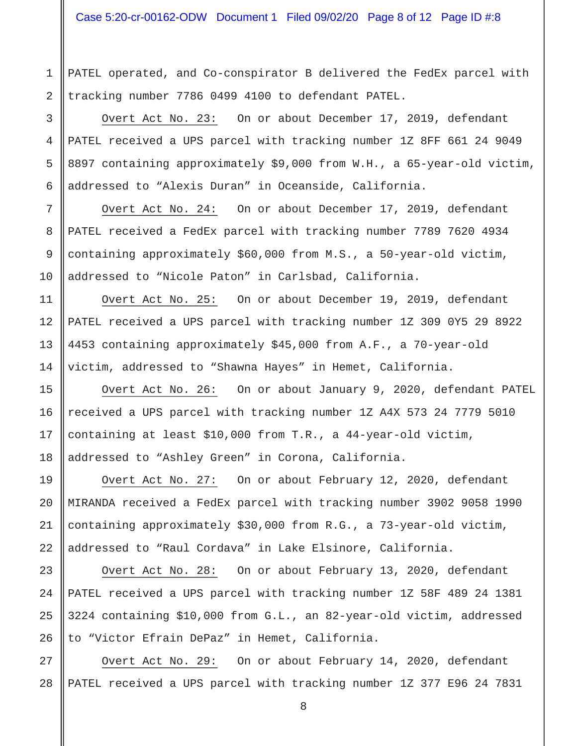PATEL operated, and Co-conspirator B delivered the FedEx parcel with tracking number 7786 0499 4100 to defendant PATEL.

Overt Act No. 23: On or about December 17, 2019, defendant PATEL received a UPS parcel with tracking number 1Z 8FF 661 24 9049 8897 containing approximately $9,000 from W.H., a 65-year-old victim, addressed to "Alexis Duran" in Oceanside, California.

Overt Act No. 24: On or about December 17, 2019, defendant PATEL received a FedEx parcel with tracking number 7789 7620 4934 containing approximately $60,000 from M.S., a 50-year-old victim, addressed to "Nicole Paton" in Carlsbad, California.

Overt Act No. 25: On or about December 19, 2019, defendant PATEL received a UPS parcel with tracking number 1Z 309 0Y5 29 8922 4453 containing approximately $45,000 from A.F., a 70-year-old victim, addressed to "Shawna Hayes" in Hemet, California.

Overt Act No. 26: On or about January 9, 2020, defendant PATEL received a UPS parcel with tracking number 1Z A4X 573 24 7779 5010 containing at least $10,000 from T.R., a 44-year-old victim, addressed to "Ashley Green" in Corona, California.

Overt Act No. 27: On or about February 12, 2020, defendant MIRANDA received a FedEx parcel with tracking number 3902 9058 1990 containing approximately $30,000 from R.G., a 73-year-old victim, addressed to "Raul Cordava" in Lake Elsinore, California.

Overt Act No. 28: On or about February 13, 2020, defendant PATEL received a UPS parcel with tracking number 1Z 58F 489 24 1381 3224 containing $10,000 from G.L., an 82-year-old victim, addressed to "Victor Efrain DePaz" in Hemet, California.

Overt Act No. 29: On or about February 14, 2020, defendant PATEL received a UPS parcel with tracking number 1Z 377 E96 24 7831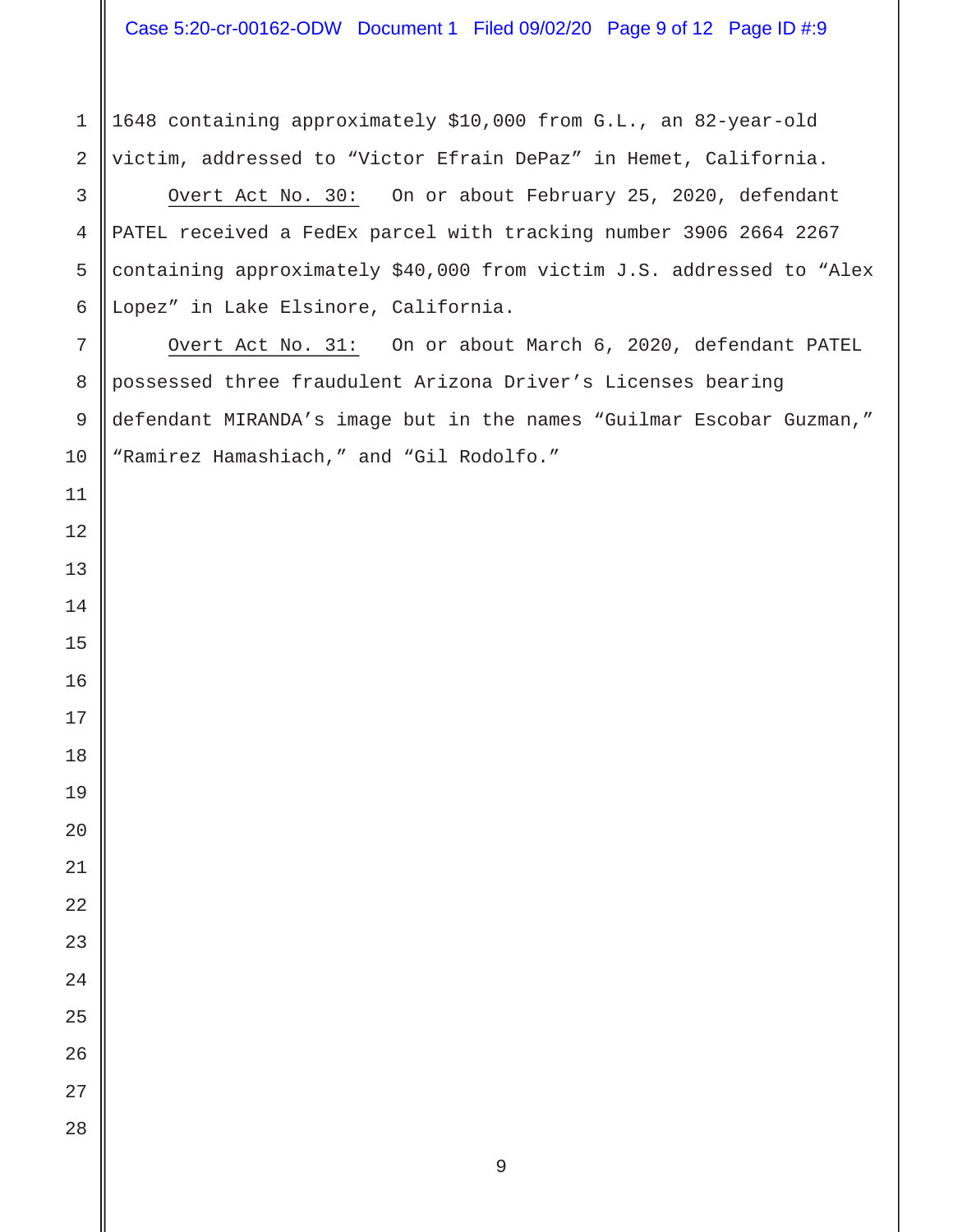1648 containing approximately $10,000 from G.L., an 82-year-old victim, addressed to "Victor Efrain DePaz" in Hemet, California.

Overt Act No. 30: On or about February 25, 2020, defendant PATEL received a FedEx parcel with tracking number 3906 2664 2267 containing approximately $40,000 from victim J.S. addressed to "Alex Lopez" in Lake Elsinore, California.

Overt Act No. 31: On or about March 6, 2020, defendant PATEL possessed three fraudulent Arizona Driver's Licenses bearing defendant MIRANDA's image but in the names "Guilmar Escobar Guzman," "Ramirez Hamashiach," and "Gil Rodolfo."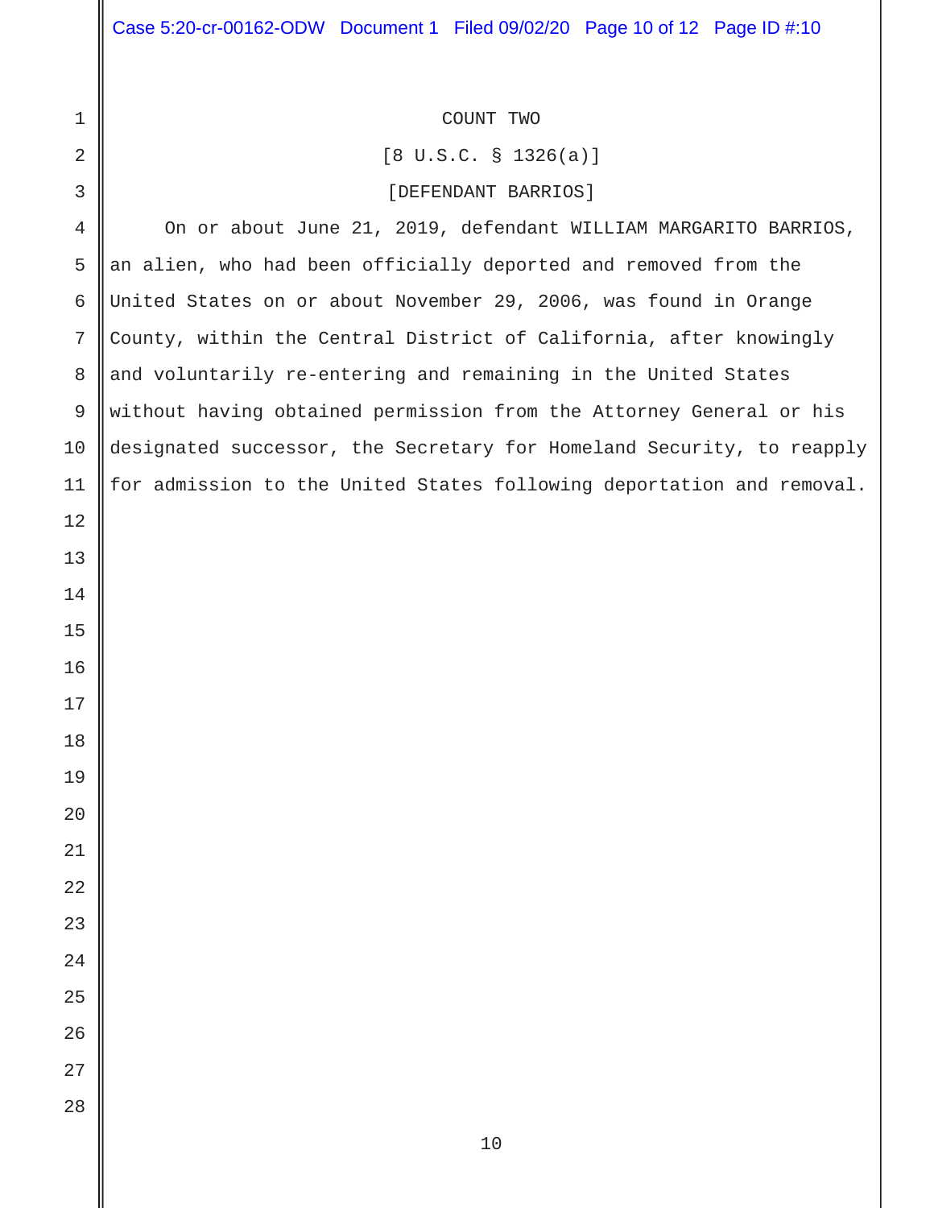COUNT TWO

[8 U.S.C. § 1326(a)]

[DEFENDANT BARRIOS]

On or about June 21, 2019, defendant WILLIAM MARGARITO BARRIOS, an alien, who had been officially deported and removed from the United States on or about November 29, 2006, was found in Orange County, within the Central District of California, after knowingly and voluntarily re-entering and remaining in the United States without having obtained permission from the Attorney General or his designated successor, the Secretary for Homeland Security, to reapply for admission to the United States following deportation and removal.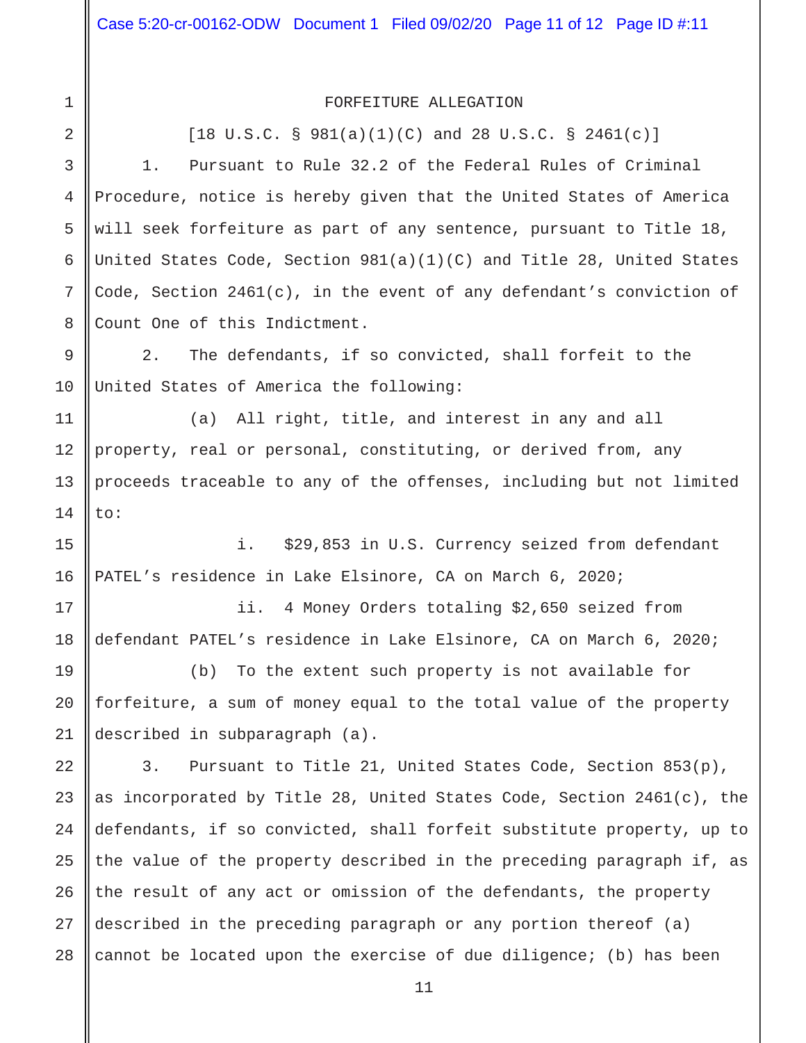# FORFEITURE ALLEGATION

[18 U.S.C. § 981(a)(1)(C) and 28 U.S.C. § 2461(c)]

1. Pursuant to Rule 32.2 of the Federal Rules of Criminal Procedure, notice is hereby given that the United States of America will seek forfeiture as part of any sentence, pursuant to Title 18, United States Code, Section 981(a)(1)(C) and Title 28, United States Code, Section 2461(c), in the event of any defendant's conviction of Count One of this Indictment.

2. The defendants, if so convicted, shall forfeit to the United States of America the following:

(a) All right, title, and interest in any and all property, real or personal, constituting, or derived from, any proceeds traceable to any of the offenses, including but not limited to:

i. $29,853 in U.S. Currency seized from defendant PATEL's residence in Lake Elsinore, CA on March 6, 2020;

ii. 4 Money Orders totaling $2,650 seized from defendant PATEL's residence in Lake Elsinore, CA on March 6, 2020;

(b) To the extent such property is not available for forfeiture, a sum of money equal to the total value of the property described in subparagraph (a).

3. Pursuant to Title 21, United States Code, Section 853(p), as incorporated by Title 28, United States Code, Section 2461(c), the defendants, if so convicted, shall forfeit substitute property, up to the value of the property described in the preceding paragraph if, as the result of any act or omission of the defendants, the property described in the preceding paragraph or any portion thereof (a) cannot be located upon the exercise of due diligence; (b) has been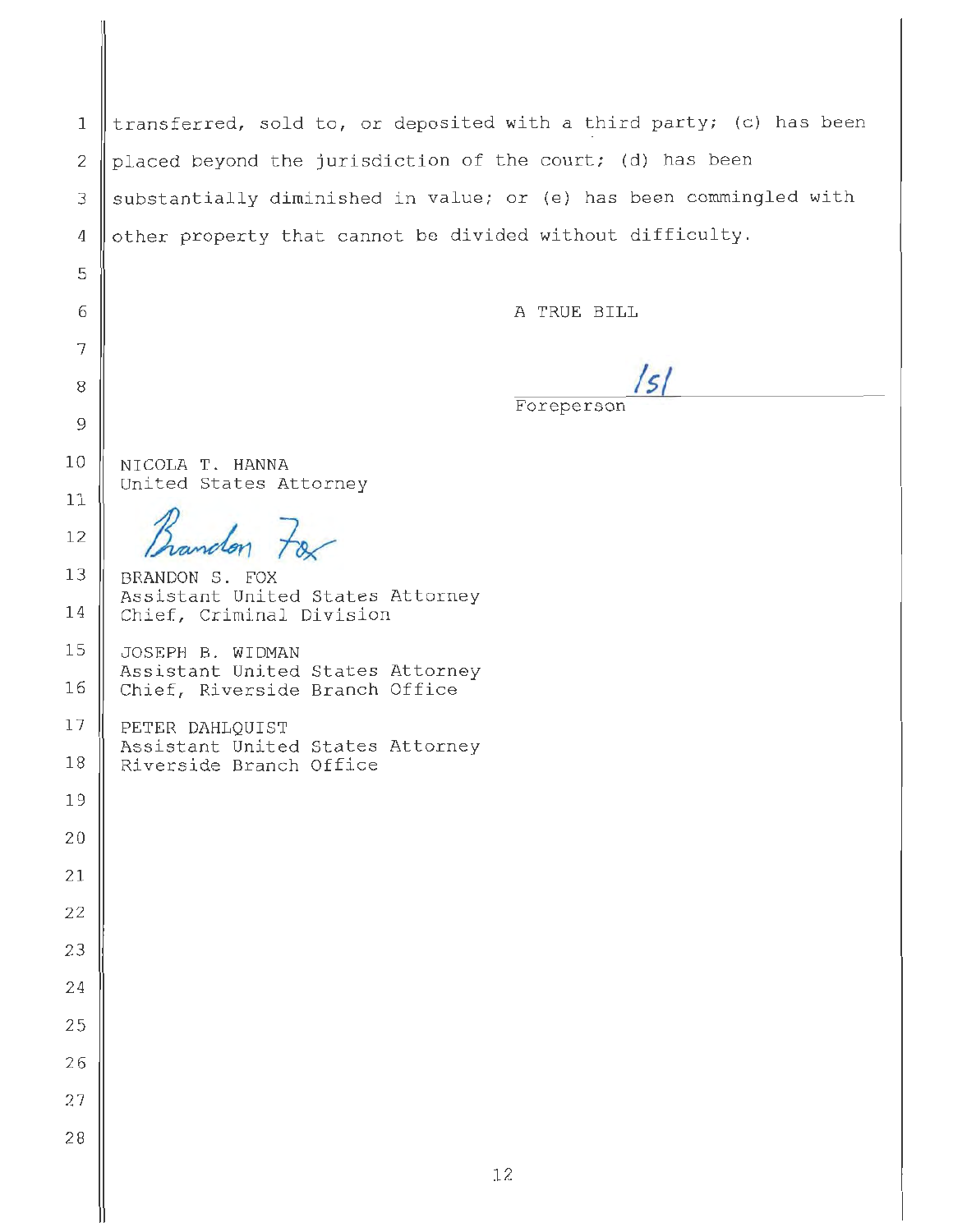transferred, sold to, or deposited with a third party; (c) has been placed beyond the jurisdiction of the court; (d) has been substantially diminished in value; or (e) has been commingled with other property that cannot be divided without difficulty.

A TRUE BILL

/s/

Foreperson

NICOLA T. HANNA
United States Attorney

Brandon Fox

BRANDON S. FOX
Assistant United States Attorney
Chief, Criminal Division

JOSEPH B. WIDMAN
Assistant United States Attorney
Chief, Riverside Branch Office

PETER DAHLQUIST
Assistant United States Attorney
Riverside Branch Office